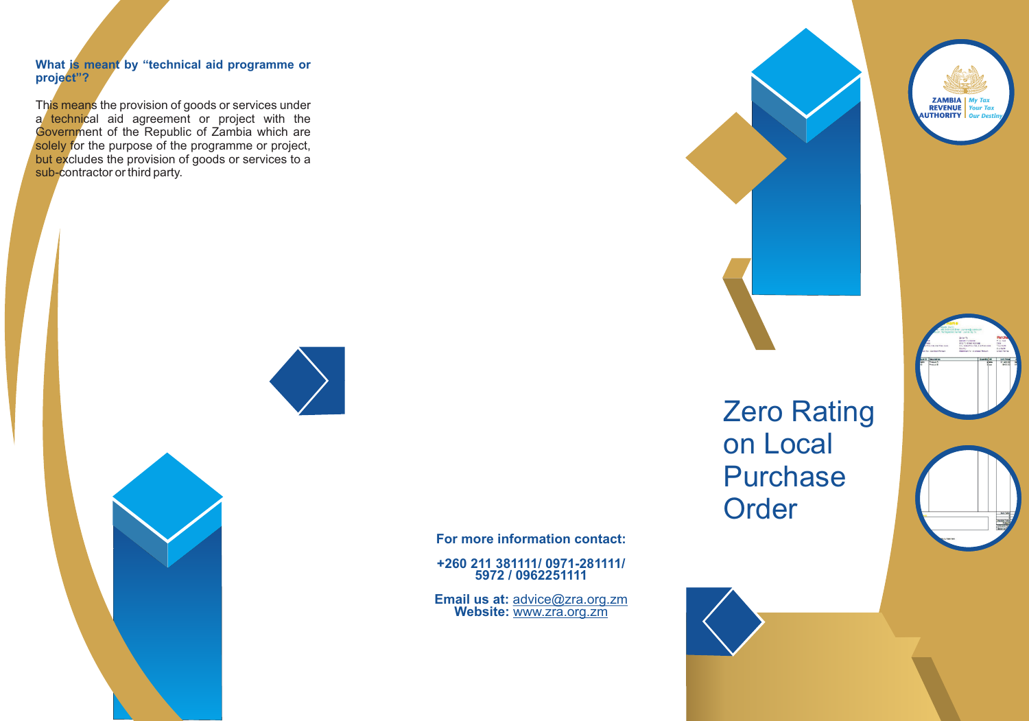**What is meant by "technical aid programme or project"?**

This means the provision of goods or services under a technical aid agreement or project with the Government of the Republic of Zambia which are solely for the purpose of the programme or project, but excludes the provision of goods or services to a sub-contractor or third party.

**For more information contact:**

**+260 211 381111/ 0971-281111/ 5972 / 0962251111**

**Email us at:** advice@zra.org.zm
**Website:** www.zra.org.zm

ZAMBIA REVENUE AUTHORITY

*My Tax Your Tax Our Destiny*

# Zero Rating on Local Purchase Order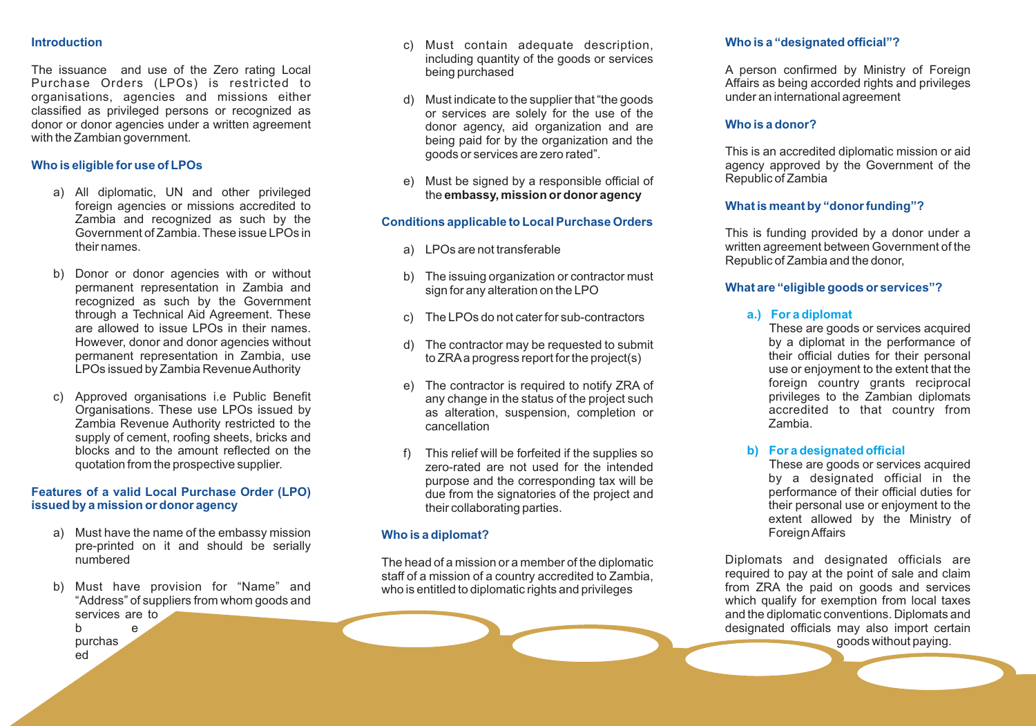## Introduction

The issuance and use of the Zero rating Local Purchase Orders (LPOs) is restricted to organisations, agencies and missions either classified as privileged persons or recognized as donor or donor agencies under a written agreement with the Zambian government.

## Who is eligible for use of LPOs

a) All diplomatic, UN and other privileged foreign agencies or missions accredited to Zambia and recognized as such by the Government of Zambia. These issue LPOs in their names.

b) Donor or donor agencies with or without permanent representation in Zambia and recognized as such by the Government through a Technical Aid Agreement. These are allowed to issue LPOs in their names. However, donor and donor agencies without permanent representation in Zambia, use LPOs issued by Zambia Revenue Authority

c) Approved organisations i.e Public Benefit Organisations. These use LPOs issued by Zambia Revenue Authority restricted to the supply of cement, roofing sheets, bricks and blocks and to the amount reflected on the quotation from the prospective supplier.

## Features of a valid Local Purchase Order (LPO) issued by a mission or donor agency

a) Must have the name of the embassy mission pre-printed on it and should be serially numbered

b) Must have provision for "Name" and "Address" of suppliers from whom goods and services are to be purchased

c) Must contain adequate description, including quantity of the goods or services being purchased

d) Must indicate to the supplier that "the goods or services are solely for the use of the donor agency, aid organization and are being paid for by the organization and the goods or services are zero rated".

e) Must be signed by a responsible official of the **embassy, mission or donor agency**

## Conditions applicable to Local Purchase Orders

a) LPOs are not transferable

b) The issuing organization or contractor must sign for any alteration on the LPO

c) The LPOs do not cater for sub-contractors

d) The contractor may be requested to submit to ZRA a progress report for the project(s)

e) The contractor is required to notify ZRA of any change in the status of the project such as alteration, suspension, completion or cancellation

f) This relief will be forfeited if the supplies so zero-rated are not used for the intended purpose and the corresponding tax will be due from the signatories of the project and their collaborating parties.

## Who is a diplomat?

The head of a mission or a member of the diplomatic staff of a mission of a country accredited to Zambia, who is entitled to diplomatic rights and privileges

## Who is a "designated official"?

A person confirmed by Ministry of Foreign Affairs as being accorded rights and privileges under an international agreement

## Who is a donor?

This is an accredited diplomatic mission or aid agency approved by the Government of the Republic of Zambia

## What is meant by "donor funding"?

This is funding provided by a donor under a written agreement between Government of the Republic of Zambia and the donor,

## What are "eligible goods or services"?

**a.) For a diplomat**

These are goods or services acquired by a diplomat in the performance of their official duties for their personal use or enjoyment to the extent that the foreign country grants reciprocal privileges to the Zambian diplomats accredited to that country from Zambia.

**b) For a designated official**

These are goods or services acquired by a designated official in the performance of their official duties for their personal use or enjoyment to the extent allowed by the Ministry of Foreign Affairs

Diplomats and designated officials are required to pay at the point of sale and claim from ZRA the paid on goods and services which qualify for exemption from local taxes and the diplomatic conventions. Diplomats and designated officials may also import certain goods without paying.